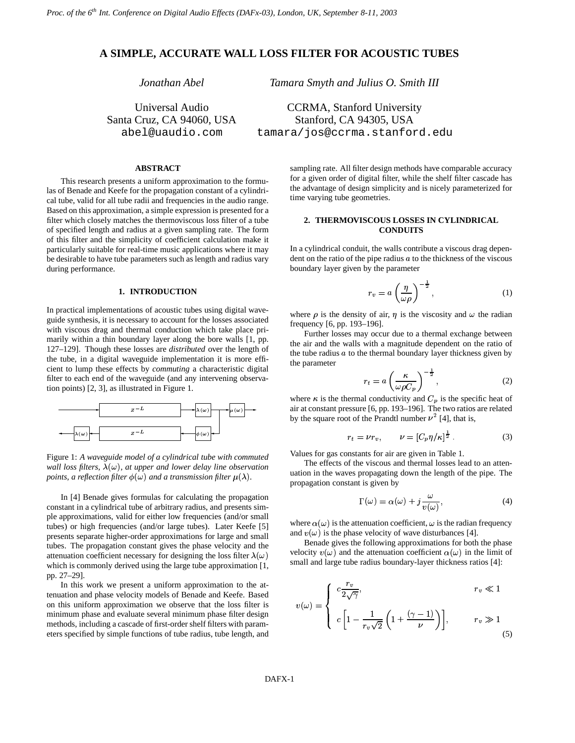# A SIMPLE, ACCURATE WALL LOSS FILTER FOR ACOUSTIC TUBES

*Jonathan Abel*

Universal Audio
Santa Cruz, CA 94060, USA
abel@uaudio.com

*Tamara Smyth and Julius O. Smith III*

CCRMA, Stanford University
Stanford, CA 94305, USA
tamara/jos@ccrma.stanford.edu

## ABSTRACT

This research presents a uniform approximation to the formulas of Benade and Keefe for the propagation constant of a cylindrical tube, valid for all tube radii and frequencies in the audio range. Based on this approximation, a simple expression is presented for a filter which closely matches the thermoviscous loss filter of a tube of specified length and radius at a given sampling rate. The form of this filter and the simplicity of coefficient calculation make it particularly suitable for real-time music applications where it may be desirable to have tube parameters such as length and radius vary during performance.

## 1. INTRODUCTION

In practical implementations of acoustic tubes using digital waveguide synthesis, it is necessary to account for the losses associated with viscous drag and thermal conduction which take place primarily within a thin boundary layer along the bore walls [1, pp. 127–129]. Though these losses are *distributed* over the length of the tube, in a digital waveguide implementation it is more efficient to lump these effects by *commuting* a characteristic digital filter to each end of the waveguide (and any intervening observation points) [2, 3], as illustrated in Figure 1.

Figure 1: *A waveguide model of a cylindrical tube with commuted wall loss filters, $\lambda(\omega)$, at upper and lower delay line observation points, a reflection filter $\phi(\omega)$ and a transmission filter $\mu(\lambda)$.*

In [4] Benade gives formulas for calculating the propagation constant in a cylindrical tube of arbitrary radius, and presents simple approximations, valid for either low frequencies (and/or small tubes) or high frequencies (and/or large tubes). Later Keefe [5] presents separate higher-order approximations for large and small tubes. The propagation constant gives the phase velocity and the attenuation coefficient necessary for designing the loss filter $\lambda(\omega)$ which is commonly derived using the large tube approximation [1, pp. 27–29].

In this work we present a uniform approximation to the attenuation and phase velocity models of Benade and Keefe. Based on this uniform approximation we observe that the loss filter is minimum phase and evaluate several minimum phase filter design methods, including a cascade of first-order shelf filters with parameters specified by simple functions of tube radius, tube length, and sampling rate. All filter design methods have comparable accuracy for a given order of digital filter, while the shelf filter cascade has the advantage of design simplicity and is nicely parameterized for time varying tube geometries.

## 2. THERMOVISCOUS LOSSES IN CYLINDRICAL CONDUITS

In a cylindrical conduit, the walls contribute a viscous drag dependent on the ratio of the pipe radius $a$ to the thickness of the viscous boundary layer given by the parameter

$$r_v = a\left(\frac{\eta}{\omega\rho}\right)^{-\frac{1}{2}}, \tag{1}$$

where $\rho$ is the density of air, $\eta$ is the viscosity and $\omega$ the radian frequency [6, pp. 193–196].

Further losses may occur due to a thermal exchange between the air and the walls with a magnitude dependent on the ratio of the tube radius $a$ to the thermal boundary layer thickness given by the parameter

$$r_t = a\left(\frac{\kappa}{\omega\rho C_p}\right)^{-\frac{1}{2}}, \tag{2}$$

where $\kappa$ is the thermal conductivity and $C_p$ is the specific heat of air at constant pressure [6, pp. 193–196]. The two ratios are related by the square root of the Prandtl number $\nu^2$ [4], that is,

$$r_t = \nu r_v, \qquad \nu = [C_p\eta/\kappa]^{\frac{1}{2}}. \tag{3}$$

Values for gas constants for air are given in Table 1.

The effects of the viscous and thermal losses lead to an attenuation in the waves propagating down the length of the pipe. The propagation constant is given by

$$\Gamma(\omega) = \alpha(\omega) + j\frac{\omega}{v(\omega)}, \tag{4}$$

where $\alpha(\omega)$ is the attenuation coefficient, $\omega$ is the radian frequency and $v(\omega)$ is the phase velocity of wave disturbances [4].

Benade gives the following approximations for both the phase velocity $v(\omega)$ and the attenuation coefficient $\alpha(\omega)$ in the limit of small and large tube radius boundary-layer thickness ratios [4]:

$$v(\omega) = \begin{cases} c\dfrac{r_v}{2\sqrt{\gamma}}, & r_v \ll 1 \\[2ex] c\left[1 - \dfrac{1}{r_v\sqrt{2}}\left(1 + \dfrac{(\gamma-1)}{\nu}\right)\right], & r_v \gg 1 \end{cases} \tag{5}$$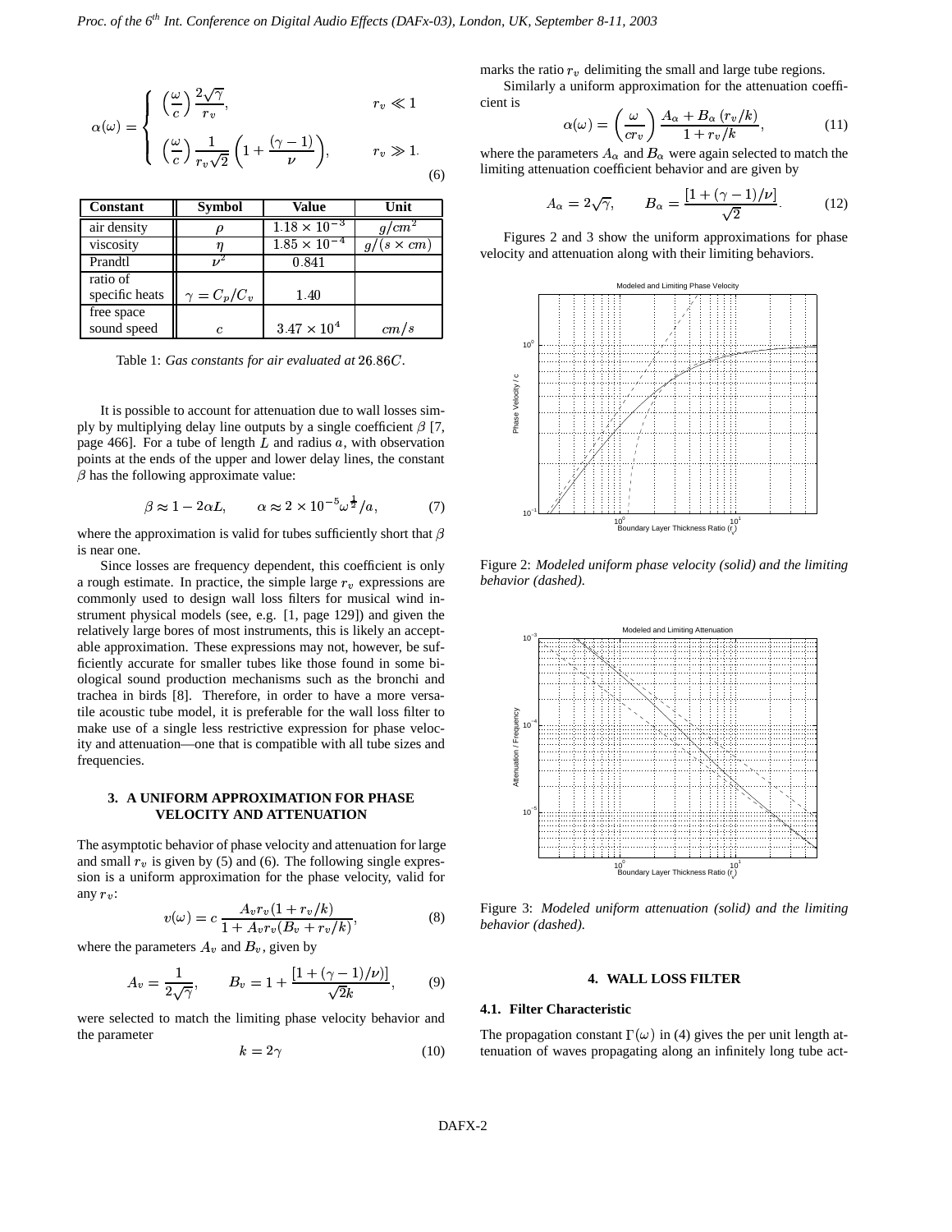$$\alpha(\omega) = \begin{cases} \left(\frac{\omega}{c}\right)\frac{2\sqrt{\gamma}}{r_v}, & r_v \ll 1 \\ \left(\frac{\omega}{c}\right)\frac{1}{r_v\sqrt{2}}\left(1+\frac{(\gamma-1)}{\nu}\right), & r_v \gg 1. \end{cases} \tag{6}$$

| Constant | Symbol | Value | Unit |
|---|---|---|---|
| air density | $\rho$ | $1.18 \times 10^{-3}$ | $g/cm^2$ |
| viscosity | $\eta$ | $1.85 \times 10^{-4}$ | $g/(s \times cm)$ |
| Prandtl | $\nu^2$ | $0.841$ | |
| ratio of specific heats | $\gamma = C_p/C_v$ | $1.40$ | |
| free space sound speed | $c$ | $3.47 \times 10^4$ | $cm/s$ |

Table 1: *Gas constants for air evaluated at* $26.86C$.

It is possible to account for attenuation due to wall losses simply by multiplying delay line outputs by a single coefficient $\beta$ [7, page 466]. For a tube of length $L$ and radius $a$, with observation points at the ends of the upper and lower delay lines, the constant $\beta$ has the following approximate value:

$$\beta \approx 1 - 2\alpha L, \qquad \alpha \approx 2 \times 10^{-5}\omega^{\frac{1}{2}}/a, \tag{7}$$

where the approximation is valid for tubes sufficiently short that $\beta$ is near one.

Since losses are frequency dependent, this coefficient is only a rough estimate. In practice, the simple large $r_v$ expressions are commonly used to design wall loss filters for musical wind instrument physical models (see, e.g. [1, page 129]) and given the relatively large bores of most instruments, this is likely an acceptable approximation. These expressions may not, however, be sufficiently accurate for smaller tubes like those found in some biological sound production mechanisms such as the bronchi and trachea in birds [8]. Therefore, in order to have a more versatile acoustic tube model, it is preferable for the wall loss filter to make use of a single less restrictive expression for phase velocity and attenuation—one that is compatible with all tube sizes and frequencies.

## 3. A UNIFORM APPROXIMATION FOR PHASE VELOCITY AND ATTENUATION

The asymptotic behavior of phase velocity and attenuation for large and small $r_v$ is given by (5) and (6). The following single expression is a uniform approximation for the phase velocity, valid for any $r_v$:

$$v(\omega) = c\,\frac{A_v r_v (1 + r_v/k)}{1 + A_v r_v (B_v + r_v/k)}, \tag{8}$$

where the parameters $A_v$ and $B_v$, given by

$$A_v = \frac{1}{2\sqrt{\gamma}}, \qquad B_v = 1 + \frac{[1 + (\gamma-1)/\nu)]}{\sqrt{2}k}, \tag{9}$$

were selected to match the limiting phase velocity behavior and the parameter

$$k = 2\gamma \tag{10}$$

marks the ratio $r_v$ delimiting the small and large tube regions.

Similarly a uniform approximation for the attenuation coefficient is

$$\alpha(\omega) = \left(\frac{\omega}{cr_v}\right)\frac{A_\alpha + B_\alpha\,(r_v/k)}{1 + r_v/k}, \tag{11}$$

where the parameters $A_\alpha$ and $B_\alpha$ were again selected to match the limiting attenuation coefficient behavior and are given by

$$A_\alpha = 2\sqrt{\gamma}, \qquad B_\alpha = \frac{[1 + (\gamma-1)/\nu]}{\sqrt{2}}. \tag{12}$$

Figures 2 and 3 show the uniform approximations for phase velocity and attenuation along with their limiting behaviors.

Figure 2: *Modeled uniform phase velocity (solid) and the limiting behavior (dashed).*

Figure 3: *Modeled uniform attenuation (solid) and the limiting behavior (dashed).*

## 4. WALL LOSS FILTER

### 4.1. Filter Characteristic

The propagation constant $\Gamma(\omega)$ in (4) gives the per unit length attenuation of waves propagating along an infinitely long tube act-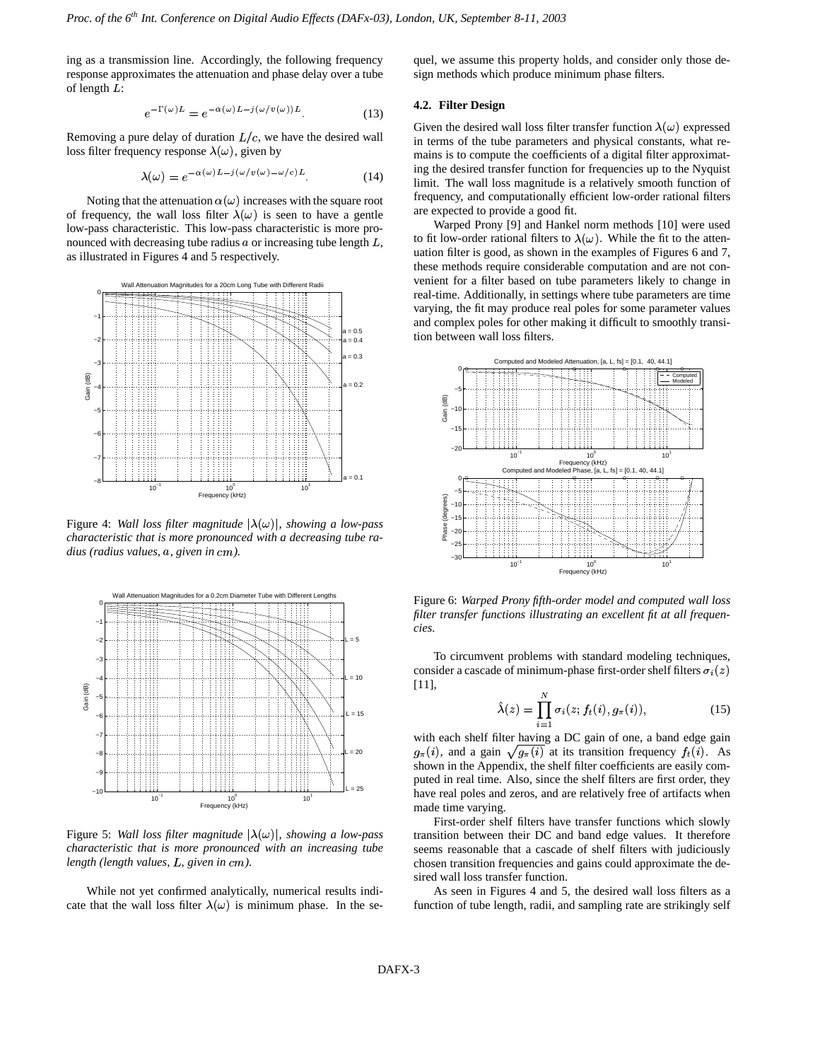ing as a transmission line. Accordingly, the following frequency response approximates the attenuation and phase delay over a tube of length $L$:

$$e^{-\Gamma(\omega)L} = e^{-\alpha(\omega)L - j(\omega/v(\omega))L}. \tag{13}$$

Removing a pure delay of duration $L/c$, we have the desired wall loss filter frequency response $\lambda(\omega)$, given by

$$\lambda(\omega) = e^{-\alpha(\omega)L - j(\omega/v(\omega) - \omega/c)L}. \tag{14}$$

Noting that the attenuation $\alpha(\omega)$ increases with the square root of frequency, the wall loss filter $\lambda(\omega)$ is seen to have a gentle low-pass characteristic. This low-pass characteristic is more pronounced with decreasing tube radius $a$ or increasing tube length $L$, as illustrated in Figures 4 and 5 respectively.

Figure 4: *Wall loss filter magnitude $|\lambda(\omega)|$, showing a low-pass characteristic that is more pronounced with a decreasing tube radius (radius values, $a$, given in $cm$).*

Figure 5: *Wall loss filter magnitude $|\lambda(\omega)|$, showing a low-pass characteristic that is more pronounced with an increasing tube length (length values, $L$, given in $cm$).*

While not yet confirmed analytically, numerical results indicate that the wall loss filter $\lambda(\omega)$ is minimum phase. In the sequel, we assume this property holds, and consider only those design methods which produce minimum phase filters.

### 4.2. Filter Design

Given the desired wall loss filter transfer function $\lambda(\omega)$ expressed in terms of the tube parameters and physical constants, what remains is to compute the coefficients of a digital filter approximating the desired transfer function for frequencies up to the Nyquist limit. The wall loss magnitude is a relatively smooth function of frequency, and computationally efficient low-order rational filters are expected to provide a good fit.

Warped Prony [9] and Hankel norm methods [10] were used to fit low-order rational filters to $\lambda(\omega)$. While the fit to the attenuation filter is good, as shown in the examples of Figures 6 and 7, these methods require considerable computation and are not convenient for a filter based on tube parameters likely to change in real-time. Additionally, in settings where tube parameters are time varying, the fit may produce real poles for some parameter values and complex poles for other making it difficult to smoothly transition between wall loss filters.

Figure 6: *Warped Prony fifth-order model and computed wall loss filter transfer functions illustrating an excellent fit at all frequencies.*

To circumvent problems with standard modeling techniques, consider a cascade of minimum-phase first-order shelf filters $\sigma_i(z)$ [11],

$$\hat{\lambda}(z) = \prod_{i=1}^{N} \sigma_i(z; f_t(i), g_\pi(i)), \tag{15}$$

with each shelf filter having a DC gain of one, a band edge gain $g_\pi(i)$, and a gain $\sqrt{g_\pi(i)}$ at its transition frequency $f_t(i)$. As shown in the Appendix, the shelf filter coefficients are easily computed in real time. Also, since the shelf filters are first order, they have real poles and zeros, and are relatively free of artifacts when made time varying.

First-order shelf filters have transfer functions which slowly transition between their DC and band edge values. It therefore seems reasonable that a cascade of shelf filters with judiciously chosen transition frequencies and gains could approximate the desired wall loss transfer function.

As seen in Figures 4 and 5, the desired wall loss filters as a function of tube length, radii, and sampling rate are strikingly self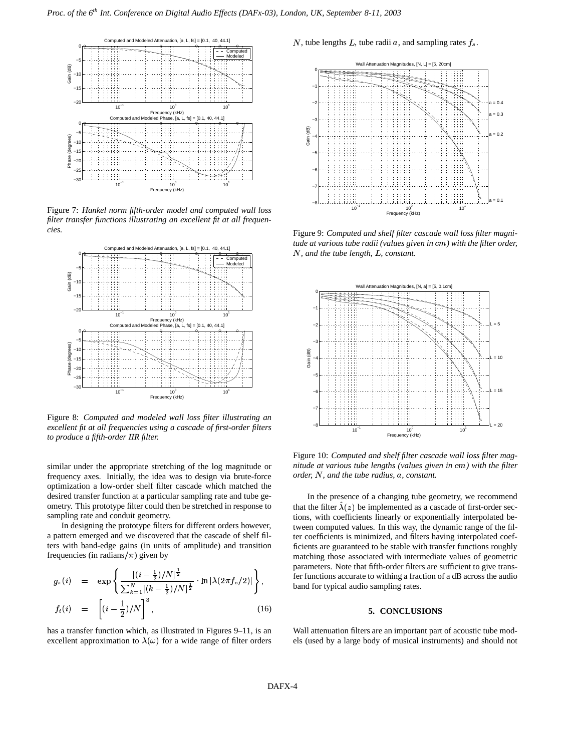Figure 7: *Hankel norm fifth-order model and computed wall loss filter transfer functions illustrating an excellent fit at all frequencies.*

Figure 8: *Computed and modeled wall loss filter illustrating an excellent fit at all frequencies using a cascade of first-order filters to produce a fifth-order IIR filter.*

similar under the appropriate stretching of the log magnitude or frequency axes. Initially, the idea was to design via brute-force optimization a low-order shelf filter cascade which matched the desired transfer function at a particular sampling rate and tube geometry. This prototype filter could then be stretched in response to sampling rate and conduit geometry.

In designing the prototype filters for different orders however, a pattern emerged and we discovered that the cascade of shelf filters with band-edge gains (in units of amplitude) and transition frequencies (in radians/$\pi$) given by

$$
\begin{aligned}
g_\pi(i) &= \exp\left\{ \frac{[(i-\frac{1}{2})/N]^{\frac{1}{2}}}{\sum_{k=1}^{N}[(k-\frac{1}{2})/N]^{\frac{1}{2}}} \cdot \ln|\lambda(2\pi f_s/2)| \right\}, \\
f_t(i) &= \left[(i-\frac{1}{2})/N\right]^3,
\end{aligned}
\tag{16}
$$

has a transfer function which, as illustrated in Figures 9–11, is an excellent approximation to $\lambda(\omega)$ for a wide range of filter orders $N$, tube lengths $L$, tube radii $a$, and sampling rates $f_s$.

Figure 9: *Computed and shelf filter cascade wall loss filter magnitude at various tube radii (values given in cm) with the filter order, $N$, and the tube length, $L$, constant.*

Figure 10: *Computed and shelf filter cascade wall loss filter magnitude at various tube lengths (values given in cm) with the filter order, $N$, and the tube radius, $a$, constant.*

In the presence of a changing tube geometry, we recommend that the filter $\hat{\lambda}(z)$ be implemented as a cascade of first-order sections, with coefficients linearly or exponentially interpolated between computed values. In this way, the dynamic range of the filter coefficients is minimized, and filters having interpolated coefficients are guaranteed to be stable with transfer functions roughly matching those associated with intermediate values of geometric parameters. Note that fifth-order filters are sufficient to give transfer functions accurate to withing a fraction of a dB across the audio band for typical audio sampling rates.

## 5. CONCLUSIONS

Wall attenuation filters are an important part of acoustic tube models (used by a large body of musical instruments) and should not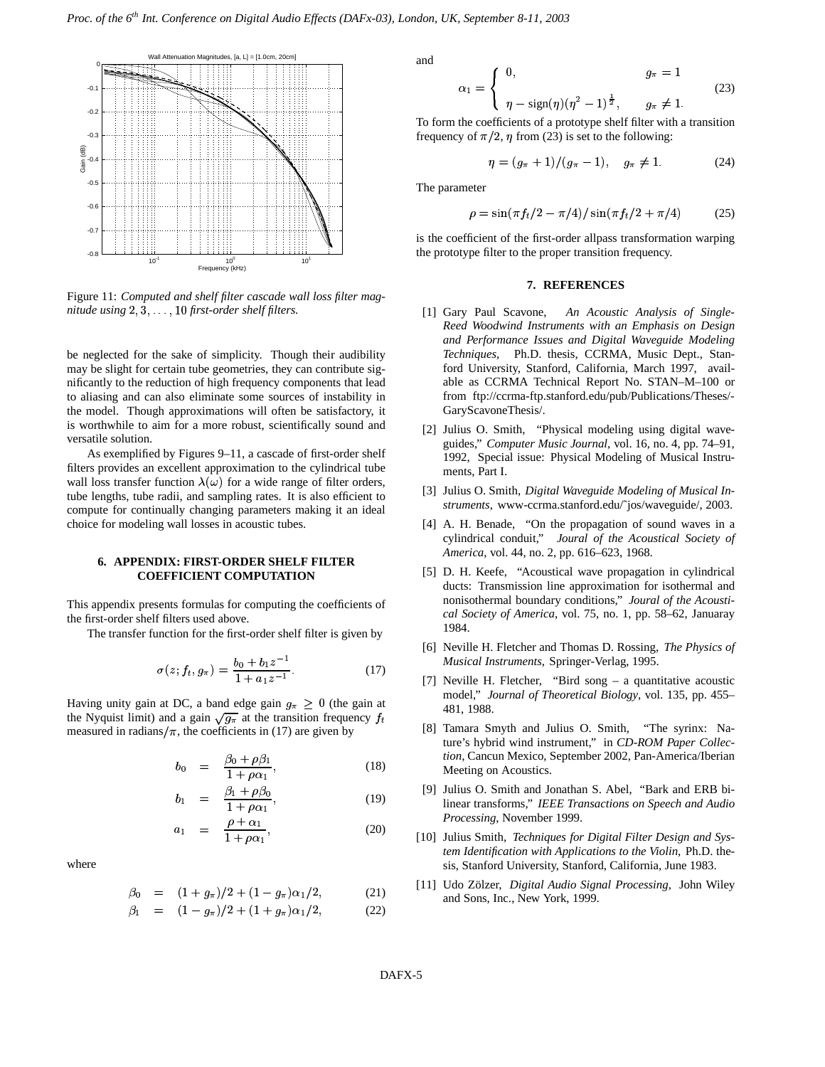Wall Attenuation Magnitudes, [a, L] = [1.0cm, 20cm]

0
-0.1
-0.2
-0.3
-0.4
-0.5
-0.6
-0.7
-0.8

Gain (dB)

$10^{-1}$
$10^{0}$
$10^{1}$

Frequency (kHz)

Figure 11: *Computed and shelf filter cascade wall loss filter magnitude using* $2, 3, \ldots, 10$ *first-order shelf filters.*

be neglected for the sake of simplicity. Though their audibility may be slight for certain tube geometries, they can contribute significantly to the reduction of high frequency components that lead to aliasing and can also eliminate some sources of instability in the model. Though approximations will often be satisfactory, it is worthwhile to aim for a more robust, scientifically sound and versatile solution.

As exemplified by Figures 9–11, a cascade of first-order shelf filters provides an excellent approximation to the cylindrical tube wall loss transfer function $\lambda(\omega)$ for a wide range of filter orders, tube lengths, tube radii, and sampling rates. It is also efficient to compute for continually changing parameters making it an ideal choice for modeling wall losses in acoustic tubes.

## 6. APPENDIX: FIRST-ORDER SHELF FILTER COEFFICIENT COMPUTATION

This appendix presents formulas for computing the coefficients of the first-order shelf filters used above.

The transfer function for the first-order shelf filter is given by

$$\sigma(z; f_t, g_\pi) = \frac{b_0 + b_1 z^{-1}}{1 + a_1 z^{-1}}. \tag{17}$$

Having unity gain at DC, a band edge gain $g_\pi \geq 0$ (the gain at the Nyquist limit) and a gain $\sqrt{g_\pi}$ at the transition frequency $f_t$ measured in radians/$\pi$, the coefficients in (17) are given by

$$b_0 = \frac{\beta_0 + \rho\beta_1}{1 + \rho\alpha_1}, \tag{18}$$

$$b_1 = \frac{\beta_1 + \rho\beta_0}{1 + \rho\alpha_1}, \tag{19}$$

$$a_1 = \frac{\rho + \alpha_1}{1 + \rho\alpha_1}, \tag{20}$$

where

$$\beta_0 = (1 + g_\pi)/2 + (1 - g_\pi)\alpha_1/2, \tag{21}$$

$$\beta_1 = (1 - g_\pi)/2 + (1 + g_\pi)\alpha_1/2, \tag{22}$$

and

$$\alpha_1 = \begin{cases} 0, & g_\pi = 1 \\ \eta - \text{sign}(\eta)(\eta^2 - 1)^{\frac{1}{2}}, & g_\pi \neq 1. \end{cases} \tag{23}$$

To form the coefficients of a prototype shelf filter with a transition frequency of $\pi/2$, $\eta$ from (23) is set to the following:

$$\eta = (g_\pi + 1)/(g_\pi - 1), \quad g_\pi \neq 1. \tag{24}$$

The parameter

$$\rho = \sin(\pi f_t/2 - \pi/4)/\sin(\pi f_t/2 + \pi/4) \tag{25}$$

is the coefficient of the first-order allpass transformation warping the prototype filter to the proper transition frequency.

## 7. REFERENCES

[1] Gary Paul Scavone, *An Acoustic Analysis of Single-Reed Woodwind Instruments with an Emphasis on Design and Performance Issues and Digital Waveguide Modeling Techniques*, Ph.D. thesis, CCRMA, Music Dept., Stanford University, Stanford, California, March 1997, available as CCRMA Technical Report No. STAN–M–100 or from ftp://ccrma-ftp.stanford.edu/pub/Publications/Theses/-GaryScavoneThesis/.

[2] Julius O. Smith, "Physical modeling using digital waveguides," *Computer Music Journal*, vol. 16, no. 4, pp. 74–91, 1992, Special issue: Physical Modeling of Musical Instruments, Part I.

[3] Julius O. Smith, *Digital Waveguide Modeling of Musical Instruments*, www-ccrma.stanford.edu/˜jos/waveguide/, 2003.

[4] A. H. Benade, "On the propagation of sound waves in a cylindrical conduit," *Joural of the Acoustical Society of America*, vol. 44, no. 2, pp. 616–623, 1968.

[5] D. H. Keefe, "Acoustical wave propagation in cylindrical ducts: Transmission line approximation for isothermal and nonisothermal boundary conditions," *Joural of the Acoustical Society of America*, vol. 75, no. 1, pp. 58–62, Januaray 1984.

[6] Neville H. Fletcher and Thomas D. Rossing, *The Physics of Musical Instruments*, Springer-Verlag, 1995.

[7] Neville H. Fletcher, "Bird song – a quantitative acoustic model," *Journal of Theoretical Biology*, vol. 135, pp. 455–481, 1988.

[8] Tamara Smyth and Julius O. Smith, "The syrinx: Nature's hybrid wind instrument," in *CD-ROM Paper Collection*, Cancun Mexico, September 2002, Pan-America/Iberian Meeting on Acoustics.

[9] Julius O. Smith and Jonathan S. Abel, "Bark and ERB bilinear transforms," *IEEE Transactions on Speech and Audio Processing*, November 1999.

[10] Julius Smith, *Techniques for Digital Filter Design and System Identification with Applications to the Violin*, Ph.D. thesis, Stanford University, Stanford, California, June 1983.

[11] Udo Zölzer, *Digital Audio Signal Processing*, John Wiley and Sons, Inc., New York, 1999.